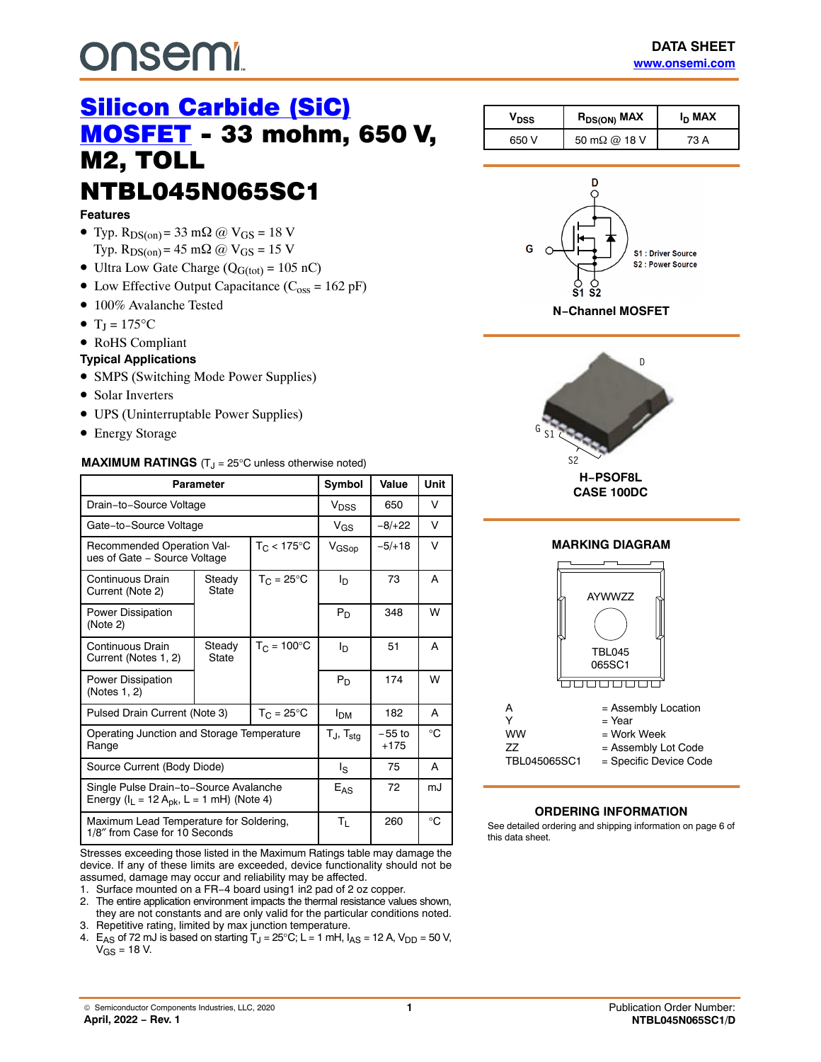# Silicon Carbide (SiC) MOSFET - 33 mohm, 650 V, M2, TOLL

# NTBL045N065SC1

### Features

- Typ. $R_{DS(on)}$ = 33 mΩ @ $V_{GS}$ = 18 V
  Typ. $R_{DS(on)}$ = 45 mΩ @ $V_{GS}$ = 15 V
- Ultra Low Gate Charge ($Q_{G(tot)}$ = 105 nC)
- Low Effective Output Capacitance ($C_{oss}$ = 162 pF)
- 100% Avalanche Tested
- $T_J$ = 175°C
- RoHS Compliant

### Typical Applications

- SMPS (Switching Mode Power Supplies)
- Solar Inverters
- UPS (Uninterruptable Power Supplies)
- Energy Storage

**MAXIMUM RATINGS** ($T_J$ = 25°C unless otherwise noted)

| Parameter | | | Symbol | Value | Unit |
|---|---|---|---|---|---|
| Drain−to−Source Voltage | | | $V_{DSS}$ | 650 | V |
| Gate−to−Source Voltage | | | $V_{GS}$ | −8/+22 | V |
| Recommended Operation Values of Gate − Source Voltage | | $T_C$ < 175°C | $V_{GSop}$ | −5/+18 | V |
| Continuous Drain Current (Note 2) | Steady State | $T_C$ = 25°C | $I_D$ | 73 | A |
| Power Dissipation (Note 2) | | | $P_D$ | 348 | W |
| Continuous Drain Current (Notes 1, 2) | Steady State | $T_C$ = 100°C | $I_D$ | 51 | A |
| Power Dissipation (Notes 1, 2) | | | $P_D$ | 174 | W |
| Pulsed Drain Current (Note 3) | | $T_C$ = 25°C | $I_{DM}$ | 182 | A |
| Operating Junction and Storage Temperature Range | | | $T_J$, $T_{stg}$ | −55 to +175 | °C |
| Source Current (Body Diode) | | | $I_S$ | 75 | A |
| Single Pulse Drain−to−Source Avalanche Energy ($I_L$ = 12 $A_{pk}$, L = 1 mH) (Note 4) | | | $E_{AS}$ | 72 | mJ |
| Maximum Lead Temperature for Soldering, 1/8″ from Case for 10 Seconds | | | $T_L$ | 260 | °C |

Stresses exceeding those listed in the Maximum Ratings table may damage the device. If any of these limits are exceeded, device functionality should not be assumed, damage may occur and reliability may be affected.

1. Surface mounted on a FR−4 board using1 in2 pad of 2 oz copper.
2. The entire application environment impacts the thermal resistance values shown, they are not constants and are only valid for the particular conditions noted.
3. Repetitive rating, limited by max junction temperature.
4. $E_{AS}$ of 72 mJ is based on starting $T_J$ = 25°C; L = 1 mH, $I_{AS}$ = 12 A, $V_{DD}$ = 50 V, $V_{GS}$ = 18 V.

| $V_{DSS}$ | $R_{DS(ON)}$ MAX | $I_D$ MAX |
|---|---|---|
| 650 V | 50 mΩ @ 18 V | 73 A |

D

G

S1 : Driver Source
S2 : Power Source

S1 S2

**N−Channel MOSFET**

D

G S1

S2

**H−PSOF8L**
**CASE 100DC**

### MARKING DIAGRAM

AYWWZZ

TBL045
065SC1

| | |
|---|---|
| A | = Assembly Location |
| Y | = Year |
| WW | = Work Week |
| ZZ | = Assembly Lot Code |
| TBL045065SC1 | = Specific Device Code |

### ORDERING INFORMATION

See detailed ordering and shipping information on page 6 of this data sheet.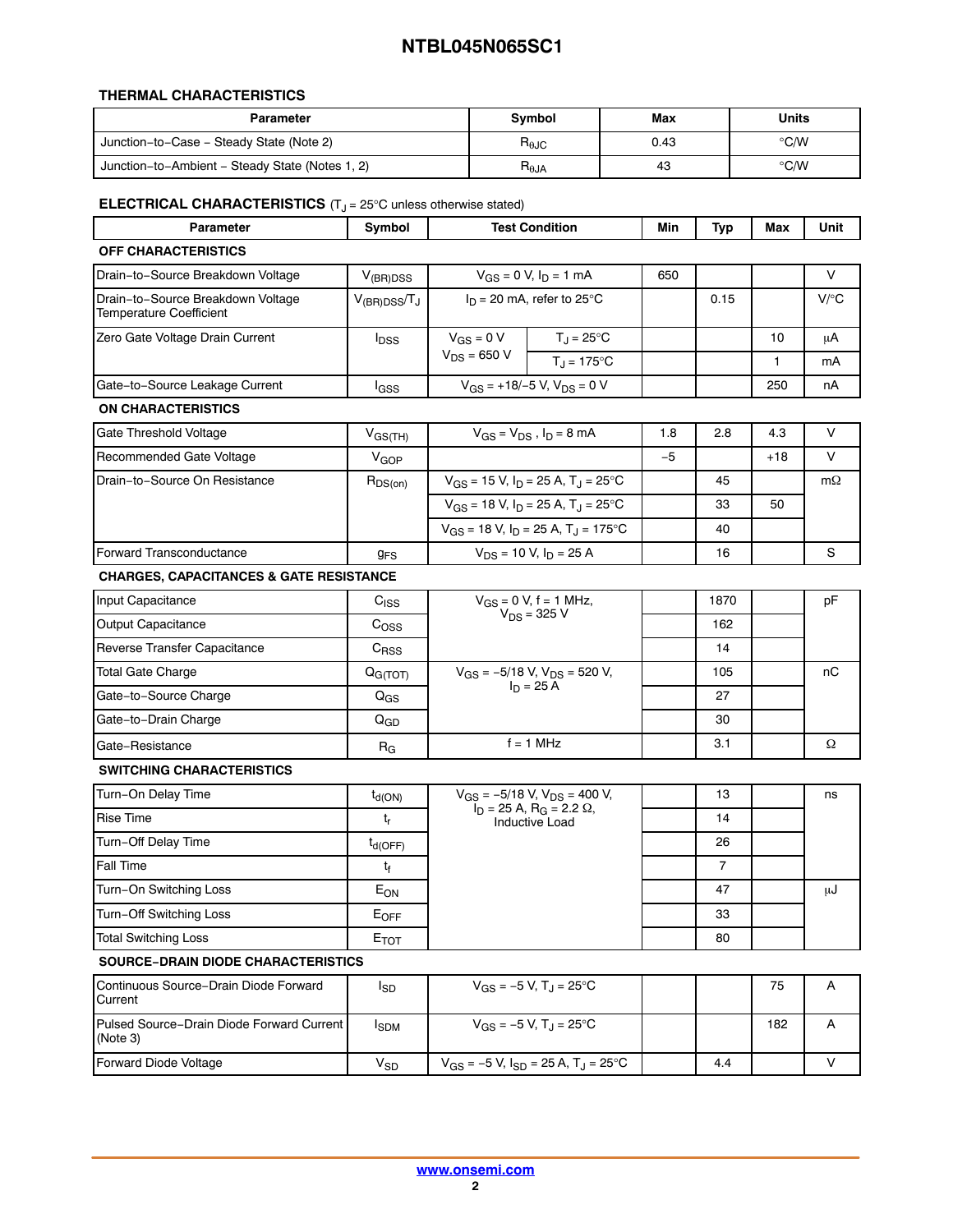### THERMAL CHARACTERISTICS

| Parameter | Symbol | Max | Units |
|---|---|---|---|
| Junction−to−Case − Steady State (Note 2) | $R_{\theta JC}$ | 0.43 | °C/W |
| Junction−to−Ambient − Steady State (Notes 1, 2) | $R_{\theta JA}$ | 43 | °C/W |

### ELECTRICAL CHARACTERISTICS ($T_J$ = 25°C unless otherwise stated)

| Parameter | Symbol | Test Condition | | Min | Typ | Max | Unit |
|---|---|---|---|---|---|---|---|
| **OFF CHARACTERISTICS** | | | | | | | |
| Drain−to−Source Breakdown Voltage | $V_{(BR)DSS}$ | $V_{GS}$ = 0 V, $I_D$ = 1 mA | | 650 | | | V |
| Drain−to−Source Breakdown Voltage Temperature Coefficient | $V_{(BR)DSS}/T_J$ | $I_D$ = 20 mA, refer to 25°C | | | 0.15 | | V/°C |
| Zero Gate Voltage Drain Current | $I_{DSS}$ | $V_{GS}$ = 0 V $V_{DS}$ = 650 V | $T_J$ = 25°C | | | 10 | μA |
| | | | $T_J$ = 175°C | | | 1 | mA |
| Gate−to−Source Leakage Current | $I_{GSS}$ | $V_{GS}$ = +18/−5 V, $V_{DS}$ = 0 V | | | | 250 | nA |
| **ON CHARACTERISTICS** | | | | | | | |
| Gate Threshold Voltage | $V_{GS(TH)}$ | $V_{GS}$ = $V_{DS}$ , $I_D$ = 8 mA | | 1.8 | 2.8 | 4.3 | V |
| Recommended Gate Voltage | $V_{GOP}$ | | | −5 | | +18 | V |
| Drain−to−Source On Resistance | $R_{DS(on)}$ | $V_{GS}$ = 15 V, $I_D$ = 25 A, $T_J$ = 25°C | | | 45 | | mΩ |
| | | $V_{GS}$ = 18 V, $I_D$ = 25 A, $T_J$ = 25°C | | | 33 | 50 | |
| | | $V_{GS}$ = 18 V, $I_D$ = 25 A, $T_J$ = 175°C | | | 40 | | |
| Forward Transconductance | $g_{FS}$ | $V_{DS}$ = 10 V, $I_D$ = 25 A | | | 16 | | S |
| **CHARGES, CAPACITANCES & GATE RESISTANCE** | | | | | | | |
| Input Capacitance | $C_{ISS}$ | $V_{GS}$ = 0 V, f = 1 MHz, $V_{DS}$ = 325 V | | | 1870 | | pF |
| Output Capacitance | $C_{OSS}$ | | | | 162 | | |
| Reverse Transfer Capacitance | $C_{RSS}$ | | | | 14 | | |
| Total Gate Charge | $Q_{G(TOT)}$ | $V_{GS}$ = −5/18 V, $V_{DS}$ = 520 V, $I_D$ = 25 A | | | 105 | | nC |
| Gate−to−Source Charge | $Q_{GS}$ | | | | 27 | | |
| Gate−to−Drain Charge | $Q_{GD}$ | | | | 30 | | |
| Gate−Resistance | $R_G$ | f = 1 MHz | | | 3.1 | | Ω |
| **SWITCHING CHARACTERISTICS** | | | | | | | |
| Turn−On Delay Time | $t_{d(ON)}$ | $V_{GS}$ = −5/18 V, $V_{DS}$ = 400 V, $I_D$ = 25 A, $R_G$ = 2.2 Ω, Inductive Load | | | 13 | | ns |
| Rise Time | $t_r$ | | | | 14 | | |
| Turn−Off Delay Time | $t_{d(OFF)}$ | | | | 26 | | |
| Fall Time | $t_f$ | | | | 7 | | |
| Turn−On Switching Loss | $E_{ON}$ | | | | 47 | | μJ |
| Turn−Off Switching Loss | $E_{OFF}$ | | | | 33 | | |
| Total Switching Loss | $E_{TOT}$ | | | | 80 | | |
| **SOURCE−DRAIN DIODE CHARACTERISTICS** | | | | | | | |
| Continuous Source−Drain Diode Forward Current | $I_{SD}$ | $V_{GS}$ = −5 V, $T_J$ = 25°C | | | | 75 | A |
| Pulsed Source−Drain Diode Forward Current (Note 3) | $I_{SDM}$ | $V_{GS}$ = −5 V, $T_J$ = 25°C | | | | 182 | A |
| Forward Diode Voltage | $V_{SD}$ | $V_{GS}$ = −5 V, $I_{SD}$ = 25 A, $T_J$ = 25°C | | | 4.4 | | V |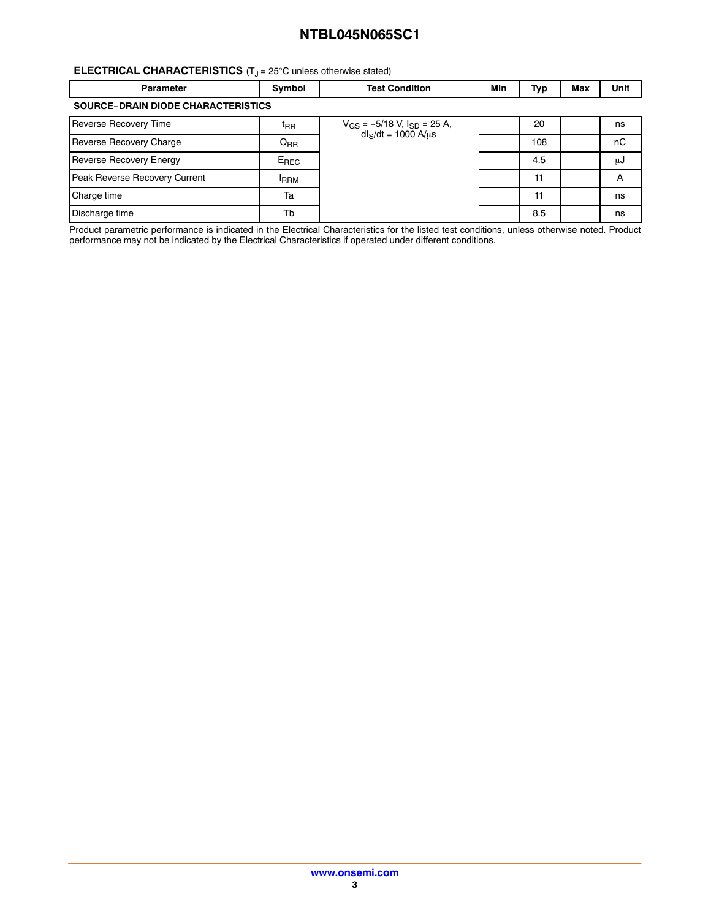**ELECTRICAL CHARACTERISTICS** ($T_J$ = 25°C unless otherwise stated)

| Parameter | Symbol | Test Condition | Min | Typ | Max | Unit |
|---|---|---|---|---|---|---|
| **SOURCE–DRAIN DIODE CHARACTERISTICS** | | | | | | |
| Reverse Recovery Time | $t_{RR}$ | $V_{GS}$ = −5/18 V, $I_{SD}$ = 25 A, $dI_S/dt$ = 1000 A/μs | | 20 | | ns |
| Reverse Recovery Charge | $Q_{RR}$ | | | 108 | | nC |
| Reverse Recovery Energy | $E_{REC}$ | | | 4.5 | | μJ |
| Peak Reverse Recovery Current | $I_{RRM}$ | | | 11 | | A |
| Charge time | Ta | | | 11 | | ns |
| Discharge time | Tb | | | 8.5 | | ns |

Product parametric performance is indicated in the Electrical Characteristics for the listed test conditions, unless otherwise noted. Product performance may not be indicated by the Electrical Characteristics if operated under different conditions.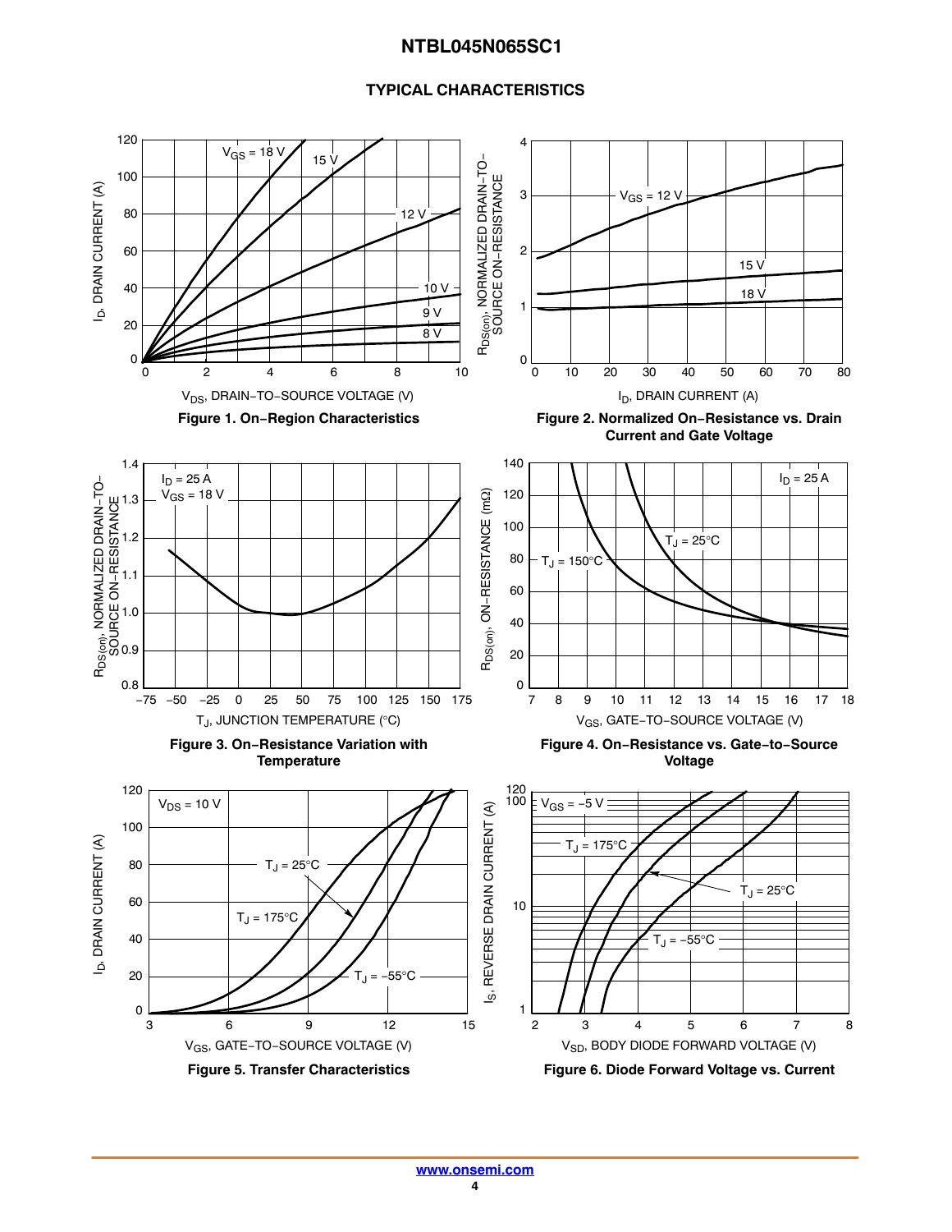## TYPICAL CHARACTERISTICS

120
100
80
60
40
20
0
$I_D$, DRAIN CURRENT (A)
0 2 4 6 8 10
$V_{DS}$, DRAIN−TO−SOURCE VOLTAGE (V)
$V_{GS}$ = 18 V
15 V
12 V
10 V
9 V
8 V

**Figure 1. On−Region Characteristics**

4
3
2
1
0
$R_{DS(on)}$, NORMALIZED DRAIN−TO−SOURCE ON−RESISTANCE
0 10 20 30 40 50 60 70 80
$I_D$, DRAIN CURRENT (A)
$V_{GS}$ = 12 V
15 V
18 V

**Figure 2. Normalized On−Resistance vs. Drain Current and Gate Voltage**

1.4
1.3
1.2
1.1
1.0
0.9
0.8
$R_{DS(on)}$, NORMALIZED DRAIN−TO−SOURCE ON−RESISTANCE
−75 −50 −25 0 25 50 75 100 125 150 175
$T_J$, JUNCTION TEMPERATURE (°C)
$I_D$ = 25 A
$V_{GS}$ = 18 V

**Figure 3. On−Resistance Variation with Temperature**

140
120
100
80
60
40
20
0
$R_{DS(on)}$, ON−RESISTANCE (mΩ)
7 8 9 10 11 12 13 14 15 16 17 18
$V_{GS}$, GATE−TO−SOURCE VOLTAGE (V)
$I_D$ = 25 A
$T_J$ = 25°C
$T_J$ = 150°C

**Figure 4. On−Resistance vs. Gate−to−Source Voltage**

120
100
80
60
40
20
0
$I_D$, DRAIN CURRENT (A)
3 6 9 12 15
$V_{GS}$, GATE−TO−SOURCE VOLTAGE (V)
$V_{DS}$ = 10 V
$T_J$ = 25°C
$T_J$ = 175°C
$T_J$ = −55°C

**Figure 5. Transfer Characteristics**

120
100
10
1
$I_S$, REVERSE DRAIN CURRENT (A)
2 3 4 5 6 7 8
$V_{SD}$, BODY DIODE FORWARD VOLTAGE (V)
$V_{GS}$ = −5 V
$T_J$ = 175°C
$T_J$ = 25°C
$T_J$ = −55°C

**Figure 6. Diode Forward Voltage vs. Current**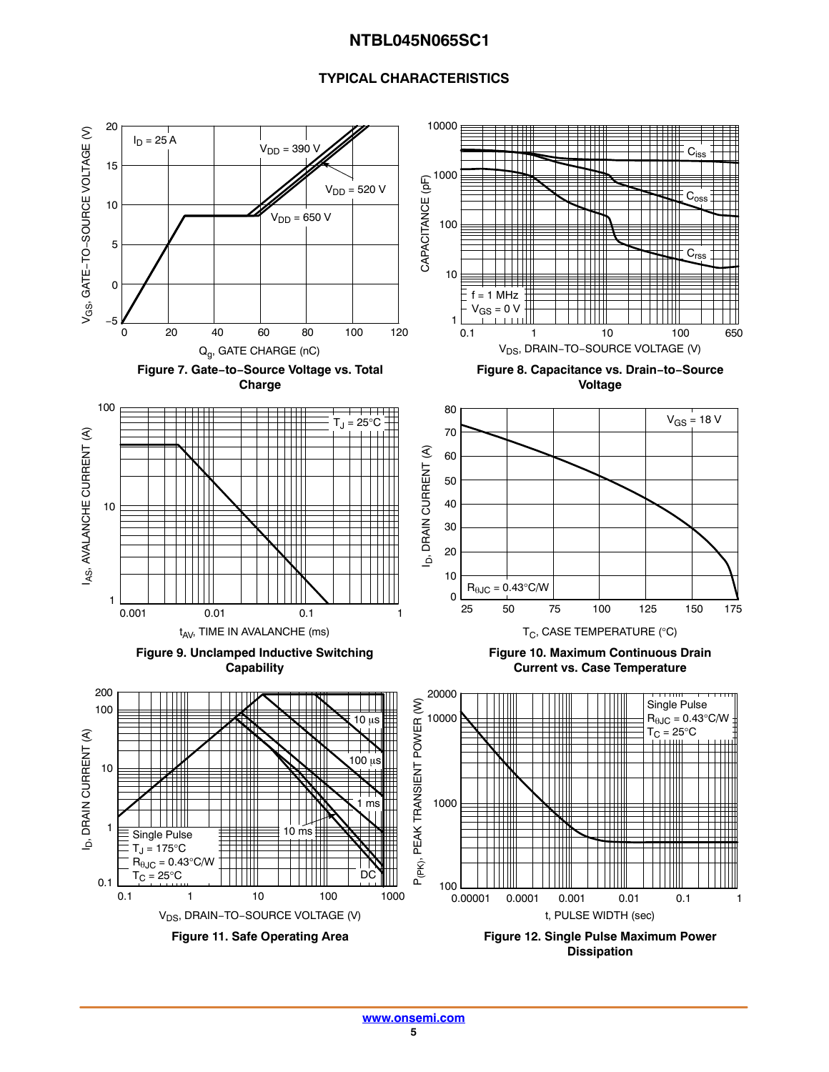## TYPICAL CHARACTERISTICS

$V_{GS}$, GATE−TO−SOURCE VOLTAGE (V)
20
15
10
5
0
−5
0 20 40 60 80 100 120
$Q_g$, GATE CHARGE (nC)
$I_D$ = 25 A
$V_{DD}$ = 390 V
$V_{DD}$ = 520 V
$V_{DD}$ = 650 V

**Figure 7. Gate−to−Source Voltage vs. Total Charge**

CAPACITANCE (pF)
10000
1000
100
10
1
0.1 1 10 100 650
$V_{DS}$, DRAIN−TO−SOURCE VOLTAGE (V)
$C_{iss}$
$C_{oss}$
$C_{rss}$
f = 1 MHz
$V_{GS}$ = 0 V

**Figure 8. Capacitance vs. Drain−to−Source Voltage**

$I_{AS}$, AVALANCHE CURRENT (A)
100
10
1
0.001 0.01 0.1 1
$t_{AV}$, TIME IN AVALANCHE (ms)
$T_J$ = 25°C

**Figure 9. Unclamped Inductive Switching Capability**

$I_D$, DRAIN CURRENT (A)
80
70
60
50
40
30
20
10
0
25 50 75 100 125 150 175
$T_C$, CASE TEMPERATURE (°C)
$V_{GS}$ = 18 V
$R_{\theta JC}$ = 0.43°C/W

**Figure 10. Maximum Continuous Drain Current vs. Case Temperature**

$I_D$, DRAIN CURRENT (A)
200
100
10
1
0.1
0.1 1 10 100 1000
$V_{DS}$, DRAIN−TO−SOURCE VOLTAGE (V)
10 μs
100 μs
1 ms
10 ms
DC
Single Pulse
$T_J$ = 175°C
$R_{\theta JC}$ = 0.43°C/W
$T_C$ = 25°C

**Figure 11. Safe Operating Area**

$P_{(PK)}$, PEAK TRANSIENT POWER (W)
20000
10000
1000
100
0.00001 0.0001 0.001 0.01 0.1 1
t, PULSE WIDTH (sec)
Single Pulse
$R_{\theta JC}$ = 0.43°C/W
$T_C$ = 25°C

**Figure 12. Single Pulse Maximum Power Dissipation**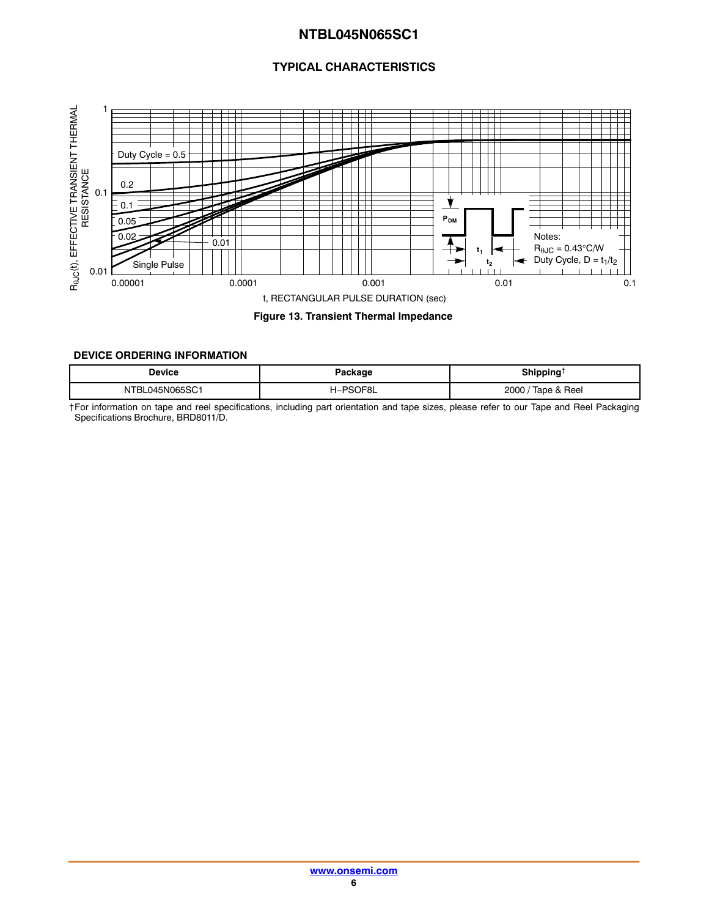## TYPICAL CHARACTERISTICS

$R_{\theta JC}(t)$, EFFECTIVE TRANSIENT THERMAL RESISTANCE

1

0.1

0.01

Duty Cycle = 0.5

0.2

0.1

0.05

0.02

0.01

Single Pulse

$P_{DM}$

$t_1$

$t_2$

Notes:
$R_{\theta JC}$ = 0.43°C/W
Duty Cycle, D = $t_1/t_2$

0.00001 0.0001 0.001 0.01 0.1

t, RECTANGULAR PULSE DURATION (sec)

**Figure 13. Transient Thermal Impedance**

### DEVICE ORDERING INFORMATION

| Device | Package | Shipping† |
|---|---|---|
| NTBL045N065SC1 | H−PSOF8L | 2000 / Tape & Reel |

†For information on tape and reel specifications, including part orientation and tape sizes, please refer to our Tape and Reel Packaging Specifications Brochure, BRD8011/D.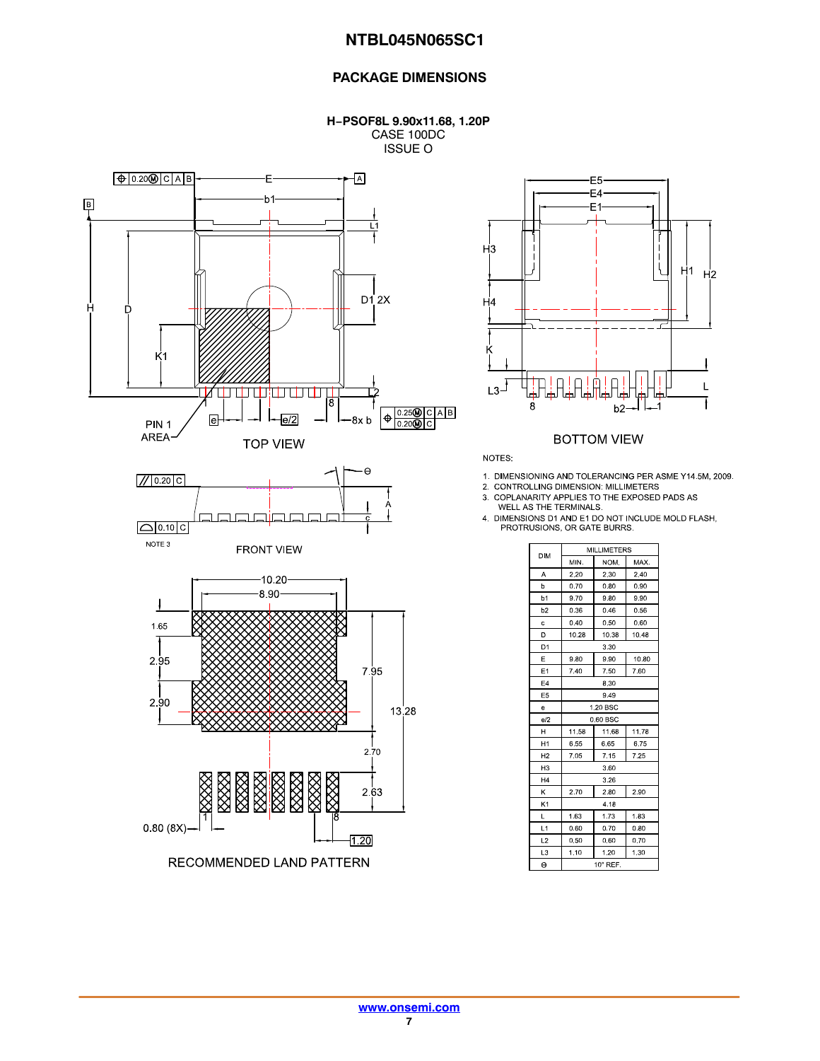## PACKAGE DIMENSIONS

**H−PSOF8L 9.90x11.68, 1.20P**
CASE 100DC
ISSUE O

TOP VIEW

PIN 1 AREA

FRONT VIEW

NOTE 3

BOTTOM VIEW

RECOMMENDED LAND PATTERN

10.20
8.90
1.65
2.95
2.90
7.95
13.28
2.70
2.63
0.80 (8X)
1.20

NOTES:

1. DIMENSIONING AND TOLERANCING PER ASME Y14.5M, 2009.
2. CONTROLLING DIMENSION: MILLIMETERS
3. COPLANARITY APPLIES TO THE EXPOSED PADS AS WELL AS THE TERMINALS.
4. DIMENSIONS D1 AND E1 DO NOT INCLUDE MOLD FLASH, PROTRUSIONS, OR GATE BURRS.

| DIM | MILLIMETERS | | |
|---|---|---|---|
| | MIN. | NOM. | MAX. |
| A | 2.20 | 2.30 | 2.40 |
| b | 0.70 | 0.80 | 0.90 |
| b1 | 9.70 | 9.80 | 9.90 |
| b2 | 0.36 | 0.46 | 0.56 |
| c | 0.40 | 0.50 | 0.60 |
| D | 10.28 | 10.38 | 10.48 |
| D1 | | 3.30 | |
| E | 9.80 | 9.90 | 10.80 |
| E1 | 7.40 | 7.50 | 7.60 |
| E4 | | 8.30 | |
| E5 | | 9.49 | |
| e | | 1.20 BSC | |
| e/2 | | 0.60 BSC | |
| H | 11.58 | 11.68 | 11.78 |
| H1 | 6.55 | 6.65 | 6.75 |
| H2 | 7.05 | 7.15 | 7.25 |
| H3 | | 3.60 | |
| H4 | | 3.26 | |
| K | 2.70 | 2.80 | 2.90 |
| K1 | | 4.18 | |
| L | 1.63 | 1.73 | 1.83 |
| L1 | 0.60 | 0.70 | 0.80 |
| L2 | 0.50 | 0.60 | 0.70 |
| L3 | 1.10 | 1.20 | 1.30 |
| Θ | | 10° REF. | |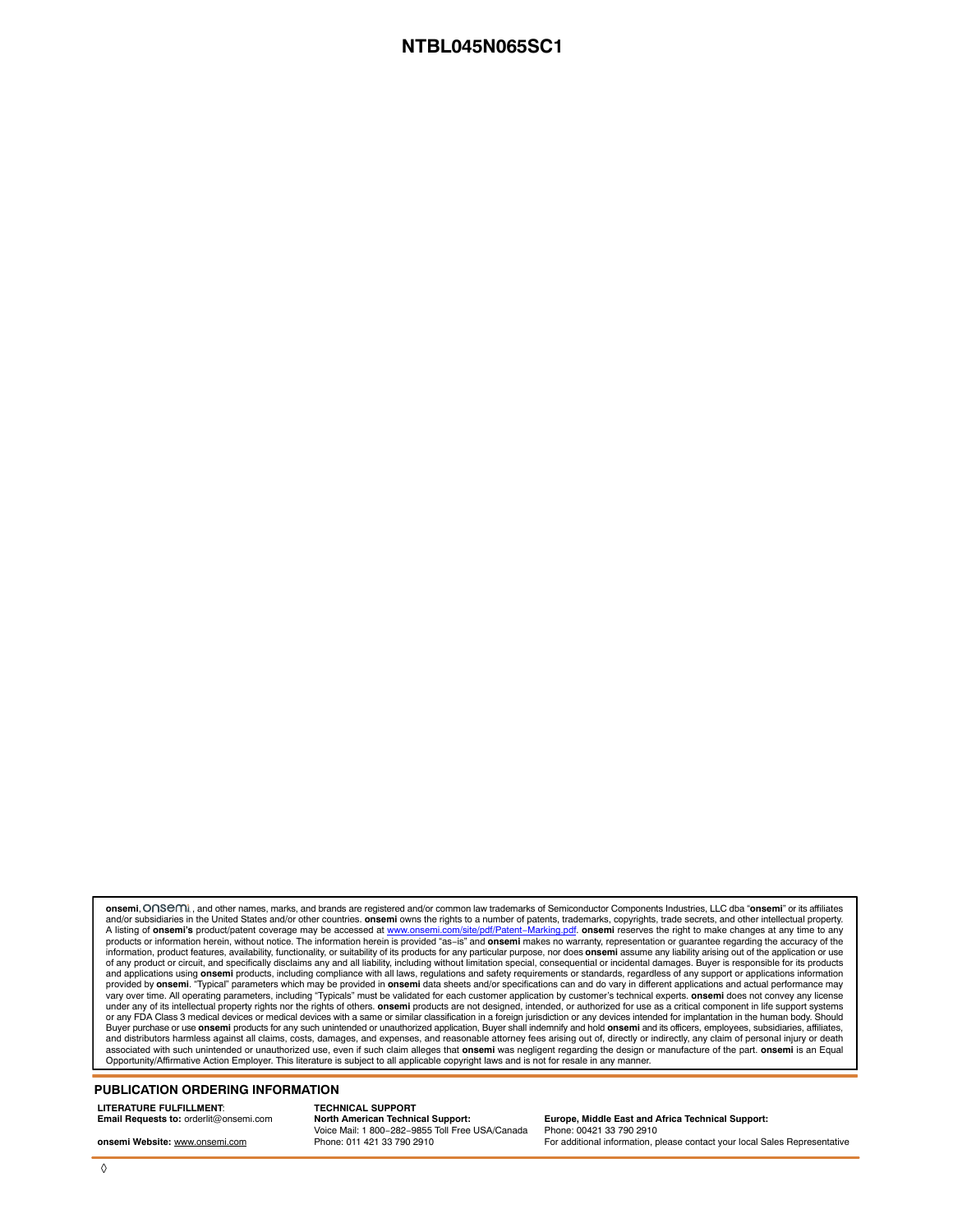**onsemi**, onsemi, and other names, marks, and brands are registered and/or common law trademarks of Semiconductor Components Industries, LLC dba "**onsemi**" or its affiliates and/or subsidiaries in the United States and/or other countries. **onsemi** owns the rights to a number of patents, trademarks, copyrights, trade secrets, and other intellectual property. A listing of **onsemi's** product/patent coverage may be accessed at www.onsemi.com/site/pdf/Patent−Marking.pdf. **onsemi** reserves the right to make changes at any time to any products or information herein, without notice. The information herein is provided "as−is" and **onsemi** makes no warranty, representation or guarantee regarding the accuracy of the information, product features, availability, functionality, or suitability of its products for any particular purpose, nor does **onsemi** assume any liability arising out of the application or use of any product or circuit, and specifically disclaims any and all liability, including without limitation special, consequential or incidental damages. Buyer is responsible for its products and applications using **onsemi** products, including compliance with all laws, regulations and safety requirements or standards, regardless of any support or applications information provided by **onsemi**. "Typical" parameters which may be provided in **onsemi** data sheets and/or specifications can and do vary in different applications and actual performance may vary over time. All operating parameters, including "Typicals" must be validated for each customer application by customer's technical experts. **onsemi** does not convey any license under any of its intellectual property rights nor the rights of others. **onsemi** products are not designed, intended, or authorized for use as a critical component in life support systems or any FDA Class 3 medical devices or medical devices with a same or similar classification in a foreign jurisdiction or any devices intended for implantation in the human body. Should Buyer purchase or use **onsemi** products for any such unintended or unauthorized application, Buyer shall indemnify and hold **onsemi** and its officers, employees, subsidiaries, affiliates, and distributors harmless against all claims, costs, damages, and expenses, and reasonable attorney fees arising out of, directly or indirectly, any claim of personal injury or death associated with such unintended or unauthorized use, even if such claim alleges that **onsemi** was negligent regarding the design or manufacture of the part. **onsemi** is an Equal Opportunity/Affirmative Action Employer. This literature is subject to all applicable copyright laws and is not for resale in any manner.

## PUBLICATION ORDERING INFORMATION

**LITERATURE FULFILLMENT**:
**Email Requests to:** orderlit@onsemi.com

**onsemi Website:** www.onsemi.com

**TECHNICAL SUPPORT**
**North American Technical Support:**
Voice Mail: 1 800−282−9855 Toll Free USA/Canada
Phone: 011 421 33 790 2910

**Europe, Middle East and Africa Technical Support:**
Phone: 00421 33 790 2910
For additional information, please contact your local Sales Representative

◊